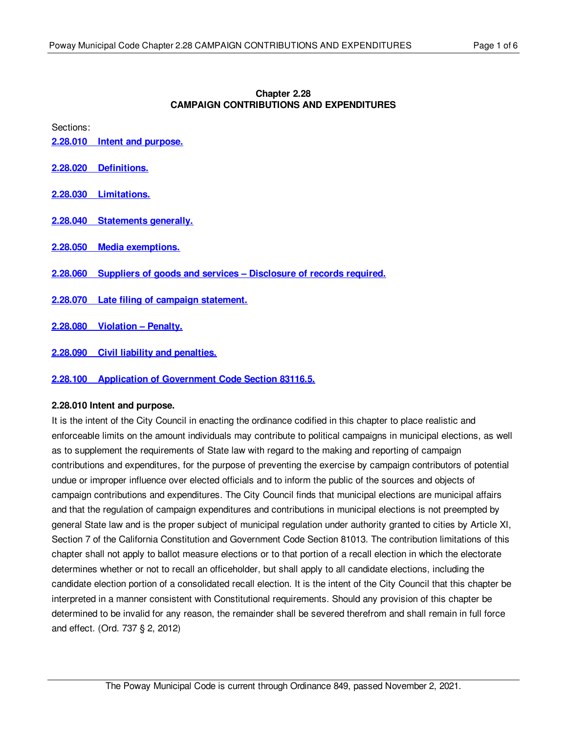# Chapter 2.28
# CAMPAIGN CONTRIBUTIONS AND EXPENDITURES

Sections:

**2.28.010 Intent and purpose.**

**2.28.020 Definitions.**

**2.28.030 Limitations.**

**2.28.040 Statements generally.**

**2.28.050 Media exemptions.**

**2.28.060 Suppliers of goods and services – Disclosure of records required.**

**2.28.070 Late filing of campaign statement.**

**2.28.080 Violation – Penalty.**

**2.28.090 Civil liability and penalties.**

**2.28.100 Application of Government Code Section 83116.5.**

### 2.28.010 Intent and purpose.

It is the intent of the City Council in enacting the ordinance codified in this chapter to place realistic and enforceable limits on the amount individuals may contribute to political campaigns in municipal elections, as well as to supplement the requirements of State law with regard to the making and reporting of campaign contributions and expenditures, for the purpose of preventing the exercise by campaign contributors of potential undue or improper influence over elected officials and to inform the public of the sources and objects of campaign contributions and expenditures. The City Council finds that municipal elections are municipal affairs and that the regulation of campaign expenditures and contributions in municipal elections is not preempted by general State law and is the proper subject of municipal regulation under authority granted to cities by Article XI, Section 7 of the California Constitution and Government Code Section 81013. The contribution limitations of this chapter shall not apply to ballot measure elections or to that portion of a recall election in which the electorate determines whether or not to recall an officeholder, but shall apply to all candidate elections, including the candidate election portion of a consolidated recall election. It is the intent of the City Council that this chapter be interpreted in a manner consistent with Constitutional requirements. Should any provision of this chapter be determined to be invalid for any reason, the remainder shall be severed therefrom and shall remain in full force and effect. (Ord. 737 § 2, 2012)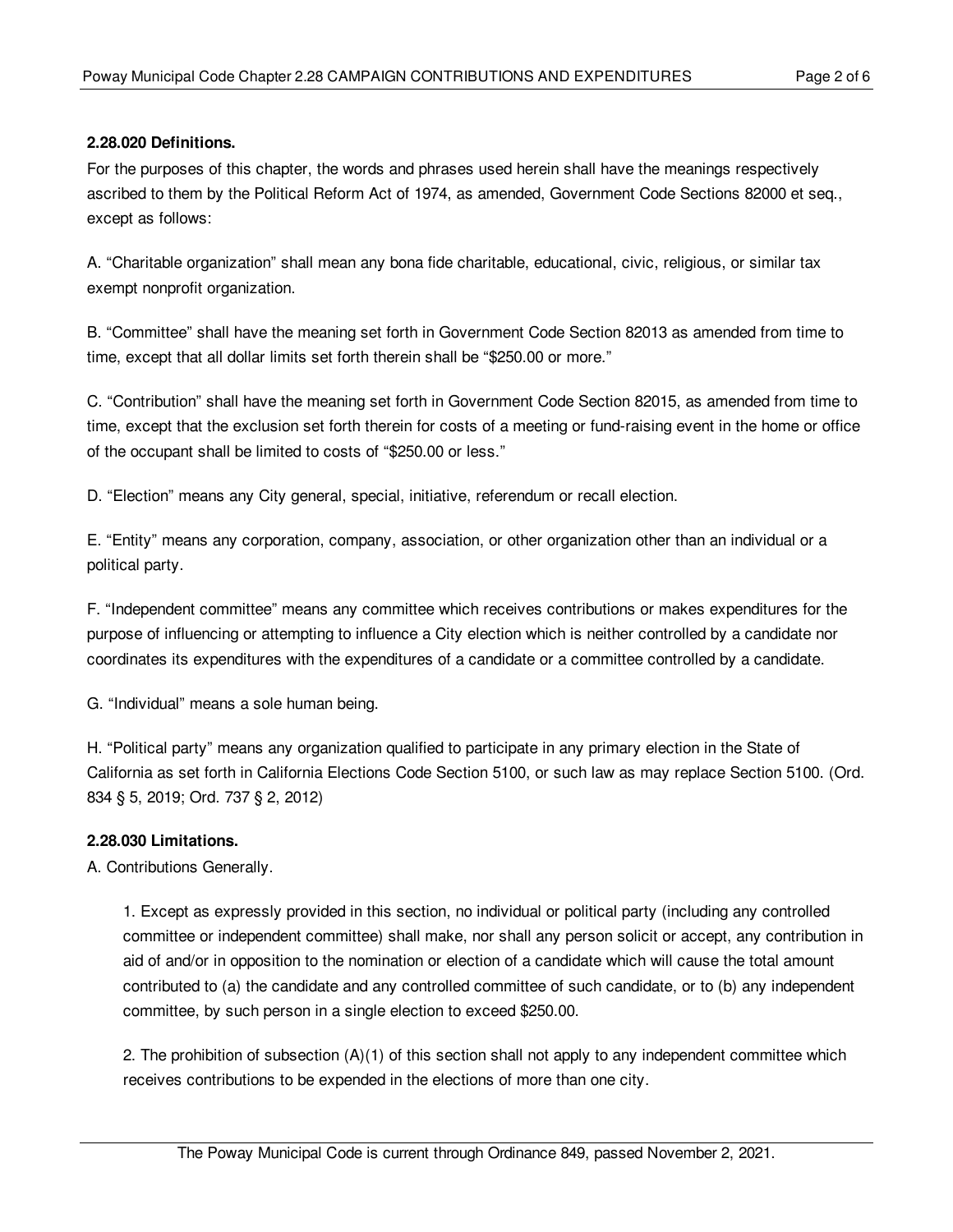**2.28.020 Definitions.**

For the purposes of this chapter, the words and phrases used herein shall have the meanings respectively ascribed to them by the Political Reform Act of 1974, as amended, Government Code Sections 82000 et seq., except as follows:

A. "Charitable organization" shall mean any bona fide charitable, educational, civic, religious, or similar tax exempt nonprofit organization.

B. "Committee" shall have the meaning set forth in Government Code Section 82013 as amended from time to time, except that all dollar limits set forth therein shall be "$250.00 or more."

C. "Contribution" shall have the meaning set forth in Government Code Section 82015, as amended from time to time, except that the exclusion set forth therein for costs of a meeting or fund-raising event in the home or office of the occupant shall be limited to costs of "$250.00 or less."

D. "Election" means any City general, special, initiative, referendum or recall election.

E. "Entity" means any corporation, company, association, or other organization other than an individual or a political party.

F. "Independent committee" means any committee which receives contributions or makes expenditures for the purpose of influencing or attempting to influence a City election which is neither controlled by a candidate nor coordinates its expenditures with the expenditures of a candidate or a committee controlled by a candidate.

G. "Individual" means a sole human being.

H. "Political party" means any organization qualified to participate in any primary election in the State of California as set forth in California Elections Code Section 5100, or such law as may replace Section 5100. (Ord. 834 § 5, 2019; Ord. 737 § 2, 2012)

**2.28.030 Limitations.**

A. Contributions Generally.

1. Except as expressly provided in this section, no individual or political party (including any controlled committee or independent committee) shall make, nor shall any person solicit or accept, any contribution in aid of and/or in opposition to the nomination or election of a candidate which will cause the total amount contributed to (a) the candidate and any controlled committee of such candidate, or to (b) any independent committee, by such person in a single election to exceed $250.00.

2. The prohibition of subsection (A)(1) of this section shall not apply to any independent committee which receives contributions to be expended in the elections of more than one city.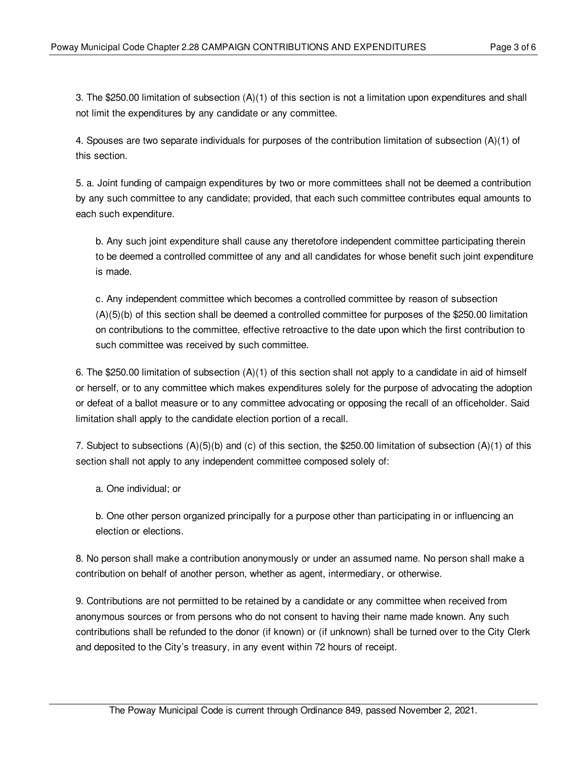3. The $250.00 limitation of subsection (A)(1) of this section is not a limitation upon expenditures and shall not limit the expenditures by any candidate or any committee.

4. Spouses are two separate individuals for purposes of the contribution limitation of subsection (A)(1) of this section.

5. a. Joint funding of campaign expenditures by two or more committees shall not be deemed a contribution by any such committee to any candidate; provided, that each such committee contributes equal amounts to each such expenditure.

   b. Any such joint expenditure shall cause any theretofore independent committee participating therein to be deemed a controlled committee of any and all candidates for whose benefit such joint expenditure is made.

   c. Any independent committee which becomes a controlled committee by reason of subsection (A)(5)(b) of this section shall be deemed a controlled committee for purposes of the $250.00 limitation on contributions to the committee, effective retroactive to the date upon which the first contribution to such committee was received by such committee.

6. The $250.00 limitation of subsection (A)(1) of this section shall not apply to a candidate in aid of himself or herself, or to any committee which makes expenditures solely for the purpose of advocating the adoption or defeat of a ballot measure or to any committee advocating or opposing the recall of an officeholder. Said limitation shall apply to the candidate election portion of a recall.

7. Subject to subsections (A)(5)(b) and (c) of this section, the $250.00 limitation of subsection (A)(1) of this section shall not apply to any independent committee composed solely of:

   a. One individual; or

   b. One other person organized principally for a purpose other than participating in or influencing an election or elections.

8. No person shall make a contribution anonymously or under an assumed name. No person shall make a contribution on behalf of another person, whether as agent, intermediary, or otherwise.

9. Contributions are not permitted to be retained by a candidate or any committee when received from anonymous sources or from persons who do not consent to having their name made known. Any such contributions shall be refunded to the donor (if known) or (if unknown) shall be turned over to the City Clerk and deposited to the City's treasury, in any event within 72 hours of receipt.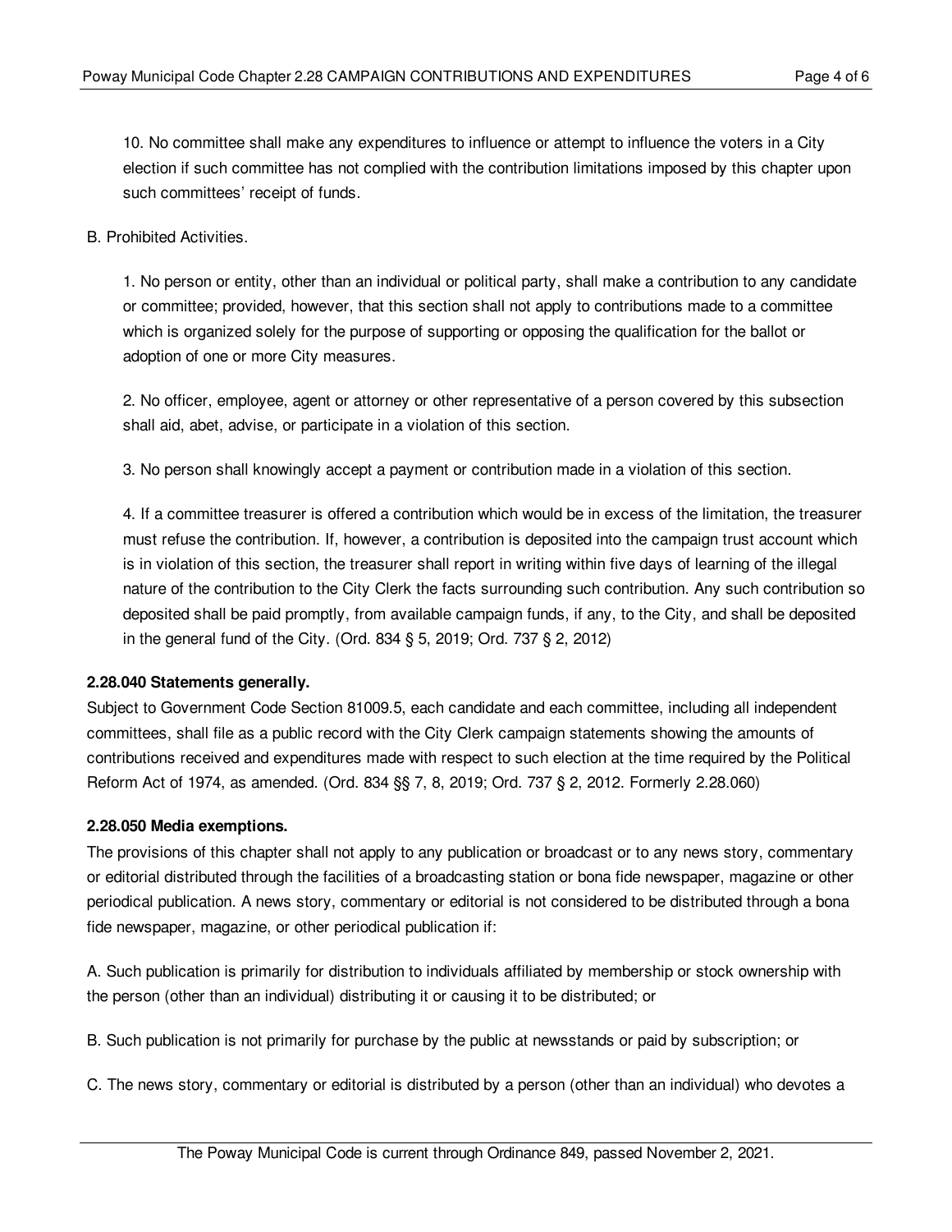10. No committee shall make any expenditures to influence or attempt to influence the voters in a City election if such committee has not complied with the contribution limitations imposed by this chapter upon such committees' receipt of funds.

B. Prohibited Activities.

1. No person or entity, other than an individual or political party, shall make a contribution to any candidate or committee; provided, however, that this section shall not apply to contributions made to a committee which is organized solely for the purpose of supporting or opposing the qualification for the ballot or adoption of one or more City measures.

2. No officer, employee, agent or attorney or other representative of a person covered by this subsection shall aid, abet, advise, or participate in a violation of this section.

3. No person shall knowingly accept a payment or contribution made in a violation of this section.

4. If a committee treasurer is offered a contribution which would be in excess of the limitation, the treasurer must refuse the contribution. If, however, a contribution is deposited into the campaign trust account which is in violation of this section, the treasurer shall report in writing within five days of learning of the illegal nature of the contribution to the City Clerk the facts surrounding such contribution. Any such contribution so deposited shall be paid promptly, from available campaign funds, if any, to the City, and shall be deposited in the general fund of the City. (Ord. 834 § 5, 2019; Ord. 737 § 2, 2012)

**2.28.040 Statements generally.**

Subject to Government Code Section 81009.5, each candidate and each committee, including all independent committees, shall file as a public record with the City Clerk campaign statements showing the amounts of contributions received and expenditures made with respect to such election at the time required by the Political Reform Act of 1974, as amended. (Ord. 834 §§ 7, 8, 2019; Ord. 737 § 2, 2012. Formerly 2.28.060)

**2.28.050 Media exemptions.**

The provisions of this chapter shall not apply to any publication or broadcast or to any news story, commentary or editorial distributed through the facilities of a broadcasting station or bona fide newspaper, magazine or other periodical publication. A news story, commentary or editorial is not considered to be distributed through a bona fide newspaper, magazine, or other periodical publication if:

A. Such publication is primarily for distribution to individuals affiliated by membership or stock ownership with the person (other than an individual) distributing it or causing it to be distributed; or

B. Such publication is not primarily for purchase by the public at newsstands or paid by subscription; or

C. The news story, commentary or editorial is distributed by a person (other than an individual) who devotes a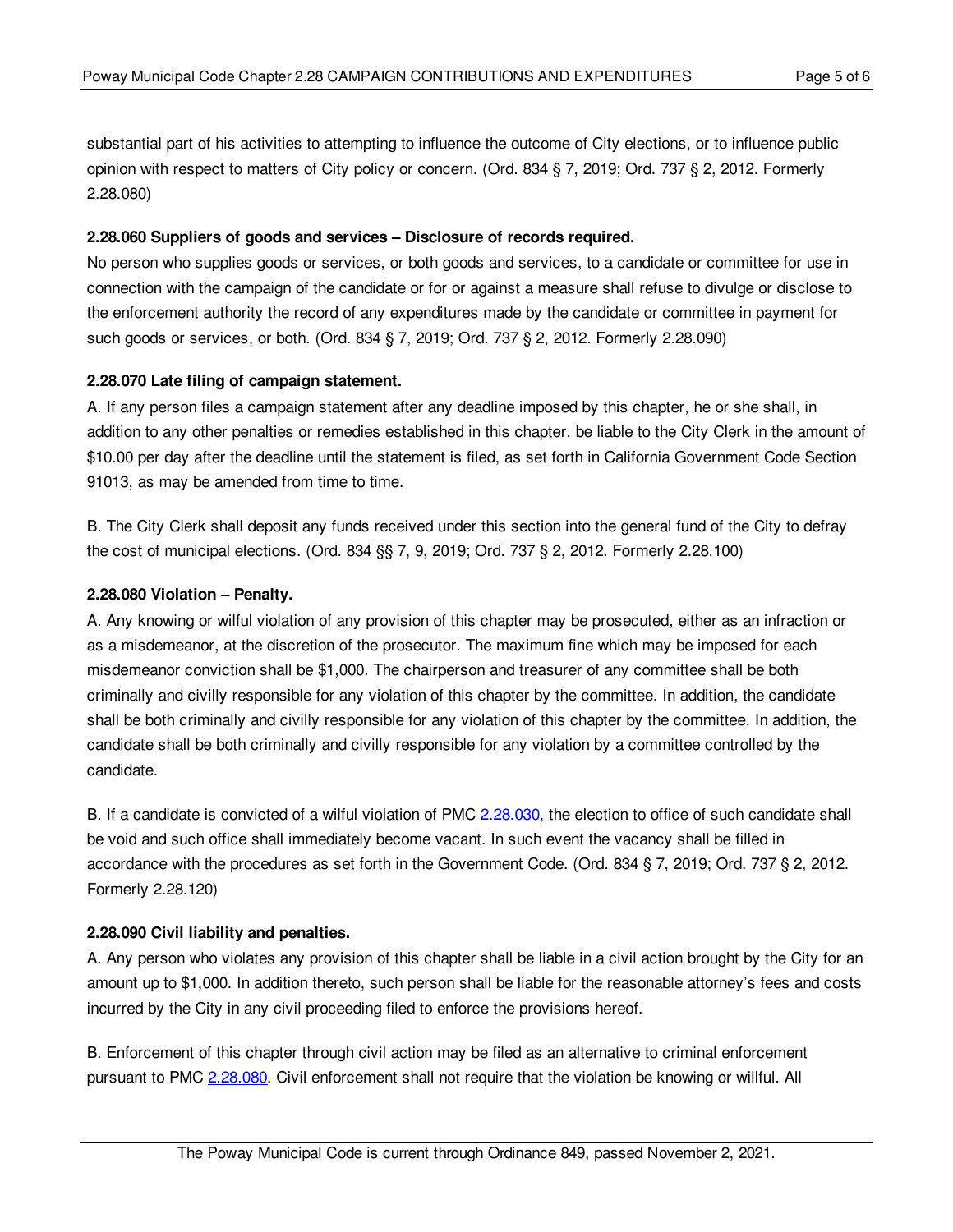substantial part of his activities to attempting to influence the outcome of City elections, or to influence public opinion with respect to matters of City policy or concern. (Ord. 834 § 7, 2019; Ord. 737 § 2, 2012. Formerly 2.28.080)

**2.28.060 Suppliers of goods and services – Disclosure of records required.**

No person who supplies goods or services, or both goods and services, to a candidate or committee for use in connection with the campaign of the candidate or for or against a measure shall refuse to divulge or disclose to the enforcement authority the record of any expenditures made by the candidate or committee in payment for such goods or services, or both. (Ord. 834 § 7, 2019; Ord. 737 § 2, 2012. Formerly 2.28.090)

**2.28.070 Late filing of campaign statement.**

A. If any person files a campaign statement after any deadline imposed by this chapter, he or she shall, in addition to any other penalties or remedies established in this chapter, be liable to the City Clerk in the amount of $10.00 per day after the deadline until the statement is filed, as set forth in California Government Code Section 91013, as may be amended from time to time.

B. The City Clerk shall deposit any funds received under this section into the general fund of the City to defray the cost of municipal elections. (Ord. 834 §§ 7, 9, 2019; Ord. 737 § 2, 2012. Formerly 2.28.100)

**2.28.080 Violation – Penalty.**

A. Any knowing or wilful violation of any provision of this chapter may be prosecuted, either as an infraction or as a misdemeanor, at the discretion of the prosecutor. The maximum fine which may be imposed for each misdemeanor conviction shall be $1,000. The chairperson and treasurer of any committee shall be both criminally and civilly responsible for any violation of this chapter by the committee. In addition, the candidate shall be both criminally and civilly responsible for any violation of this chapter by the committee. In addition, the candidate shall be both criminally and civilly responsible for any violation by a committee controlled by the candidate.

B. If a candidate is convicted of a wilful violation of PMC 2.28.030, the election to office of such candidate shall be void and such office shall immediately become vacant. In such event the vacancy shall be filled in accordance with the procedures as set forth in the Government Code. (Ord. 834 § 7, 2019; Ord. 737 § 2, 2012. Formerly 2.28.120)

**2.28.090 Civil liability and penalties.**

A. Any person who violates any provision of this chapter shall be liable in a civil action brought by the City for an amount up to $1,000. In addition thereto, such person shall be liable for the reasonable attorney's fees and costs incurred by the City in any civil proceeding filed to enforce the provisions hereof.

B. Enforcement of this chapter through civil action may be filed as an alternative to criminal enforcement pursuant to PMC 2.28.080. Civil enforcement shall not require that the violation be knowing or willful. All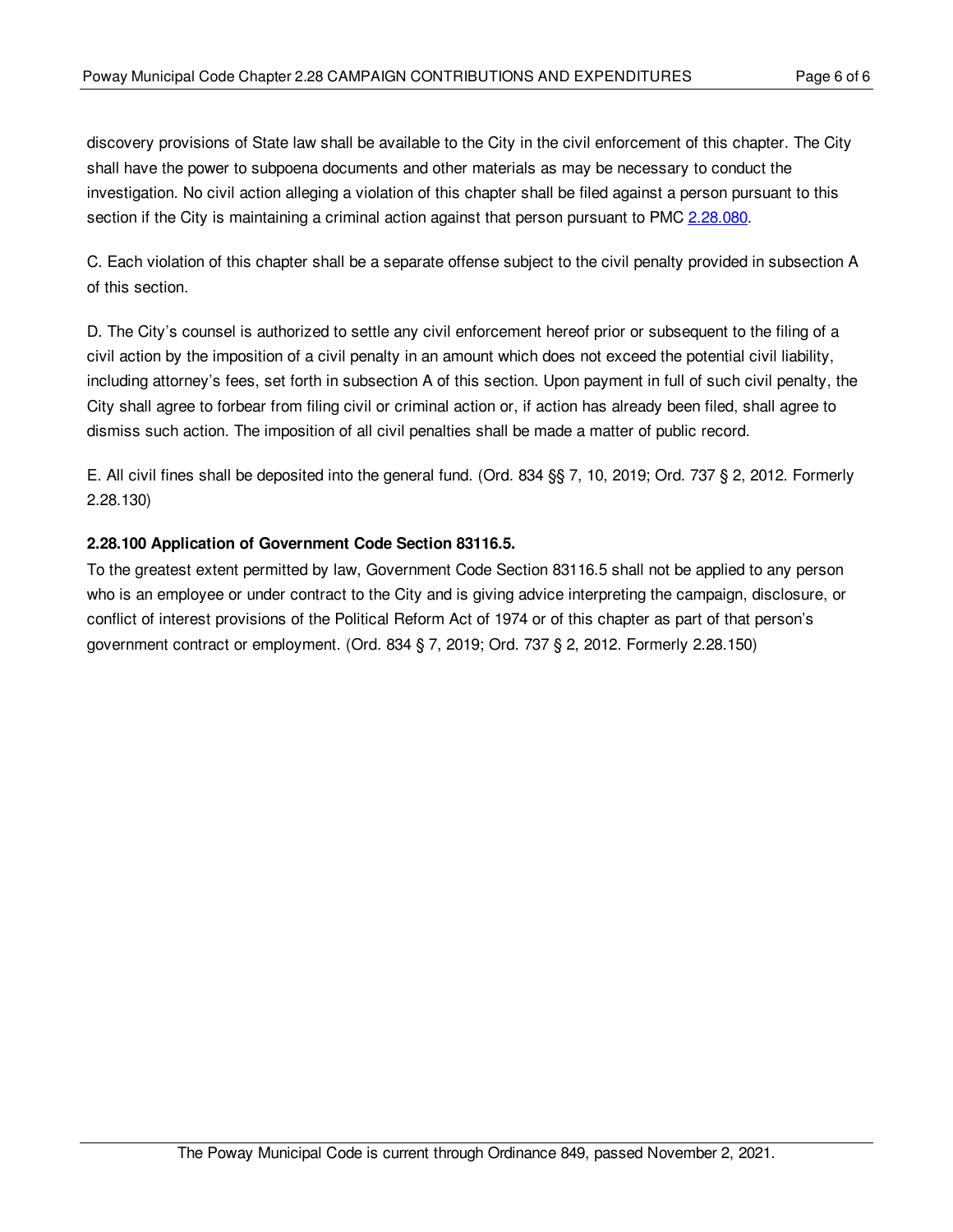discovery provisions of State law shall be available to the City in the civil enforcement of this chapter. The City shall have the power to subpoena documents and other materials as may be necessary to conduct the investigation. No civil action alleging a violation of this chapter shall be filed against a person pursuant to this section if the City is maintaining a criminal action against that person pursuant to PMC 2.28.080.

C. Each violation of this chapter shall be a separate offense subject to the civil penalty provided in subsection A of this section.

D. The City's counsel is authorized to settle any civil enforcement hereof prior or subsequent to the filing of a civil action by the imposition of a civil penalty in an amount which does not exceed the potential civil liability, including attorney's fees, set forth in subsection A of this section. Upon payment in full of such civil penalty, the City shall agree to forbear from filing civil or criminal action or, if action has already been filed, shall agree to dismiss such action. The imposition of all civil penalties shall be made a matter of public record.

E. All civil fines shall be deposited into the general fund. (Ord. 834 §§ 7, 10, 2019; Ord. 737 § 2, 2012. Formerly 2.28.130)

**2.28.100 Application of Government Code Section 83116.5.**

To the greatest extent permitted by law, Government Code Section 83116.5 shall not be applied to any person who is an employee or under contract to the City and is giving advice interpreting the campaign, disclosure, or conflict of interest provisions of the Political Reform Act of 1974 or of this chapter as part of that person's government contract or employment. (Ord. 834 § 7, 2019; Ord. 737 § 2, 2012. Formerly 2.28.150)

The Poway Municipal Code is current through Ordinance 849, passed November 2, 2021.